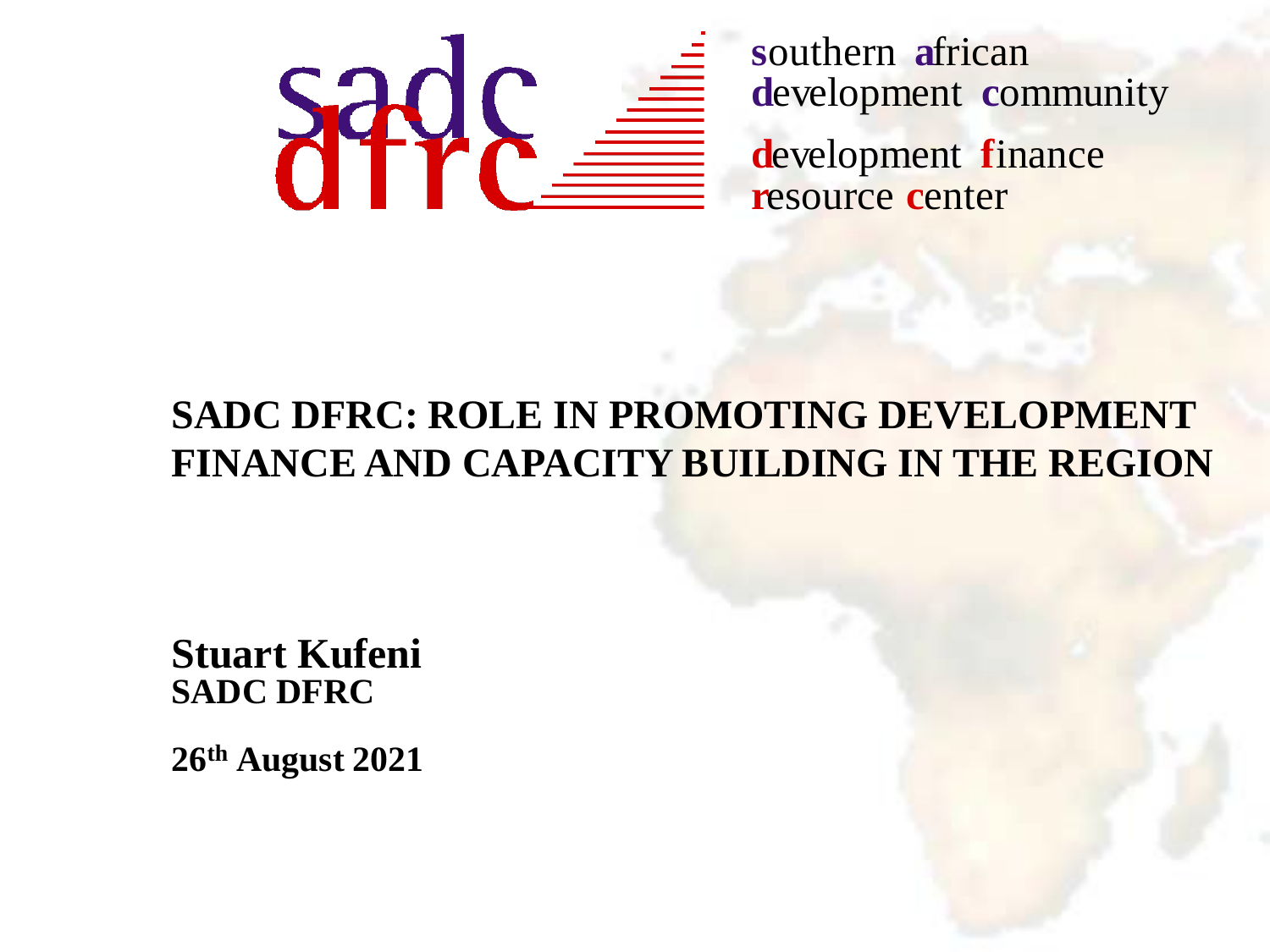southern african
development community

development finance
resource center

# SADC DFRC: ROLE IN PROMOTING DEVELOPMENT FINANCE AND CAPACITY BUILDING IN THE REGION

**Stuart Kufeni**
**SADC DFRC**

**26th August 2021**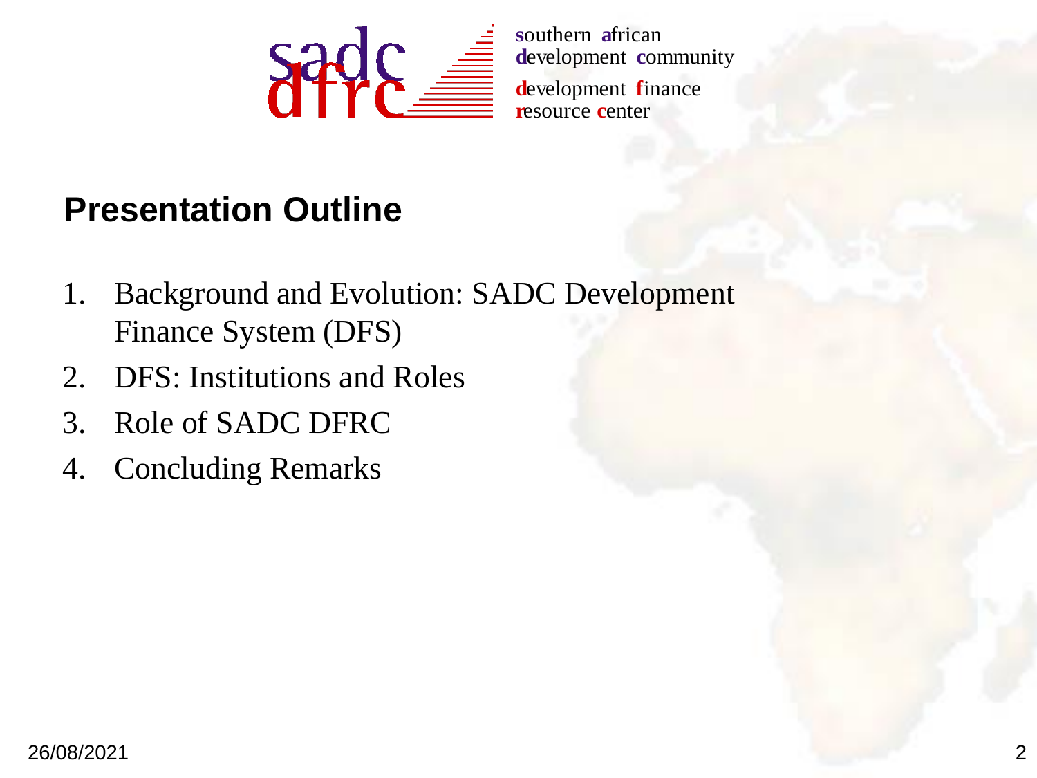southern african development community

development finance resource center

## Presentation Outline

1. Background and Evolution: SADC Development Finance System (DFS)
2. DFS: Institutions and Roles
3. Role of SADC DFRC
4. Concluding Remarks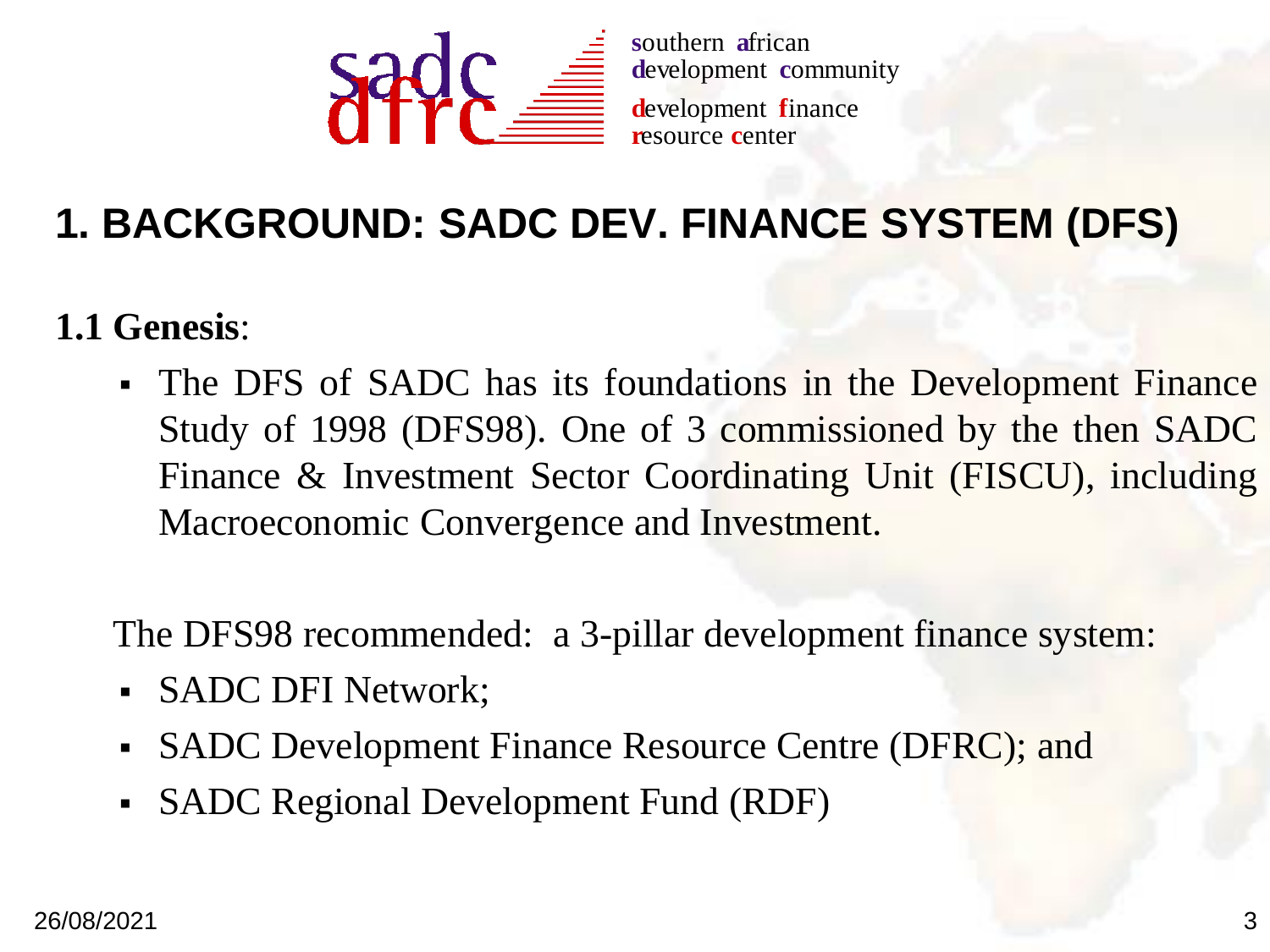southern african development community

development finance resource center

# 1. BACKGROUND: SADC DEV. FINANCE SYSTEM (DFS)

**1.1 Genesis**:

- The DFS of SADC has its foundations in the Development Finance Study of 1998 (DFS98). One of 3 commissioned by the then SADC Finance & Investment Sector Coordinating Unit (FISCU), including Macroeconomic Convergence and Investment.

The DFS98 recommended: a 3-pillar development finance system:

- SADC DFI Network;
- SADC Development Finance Resource Centre (DFRC); and
- SADC Regional Development Fund (RDF)

26/08/2021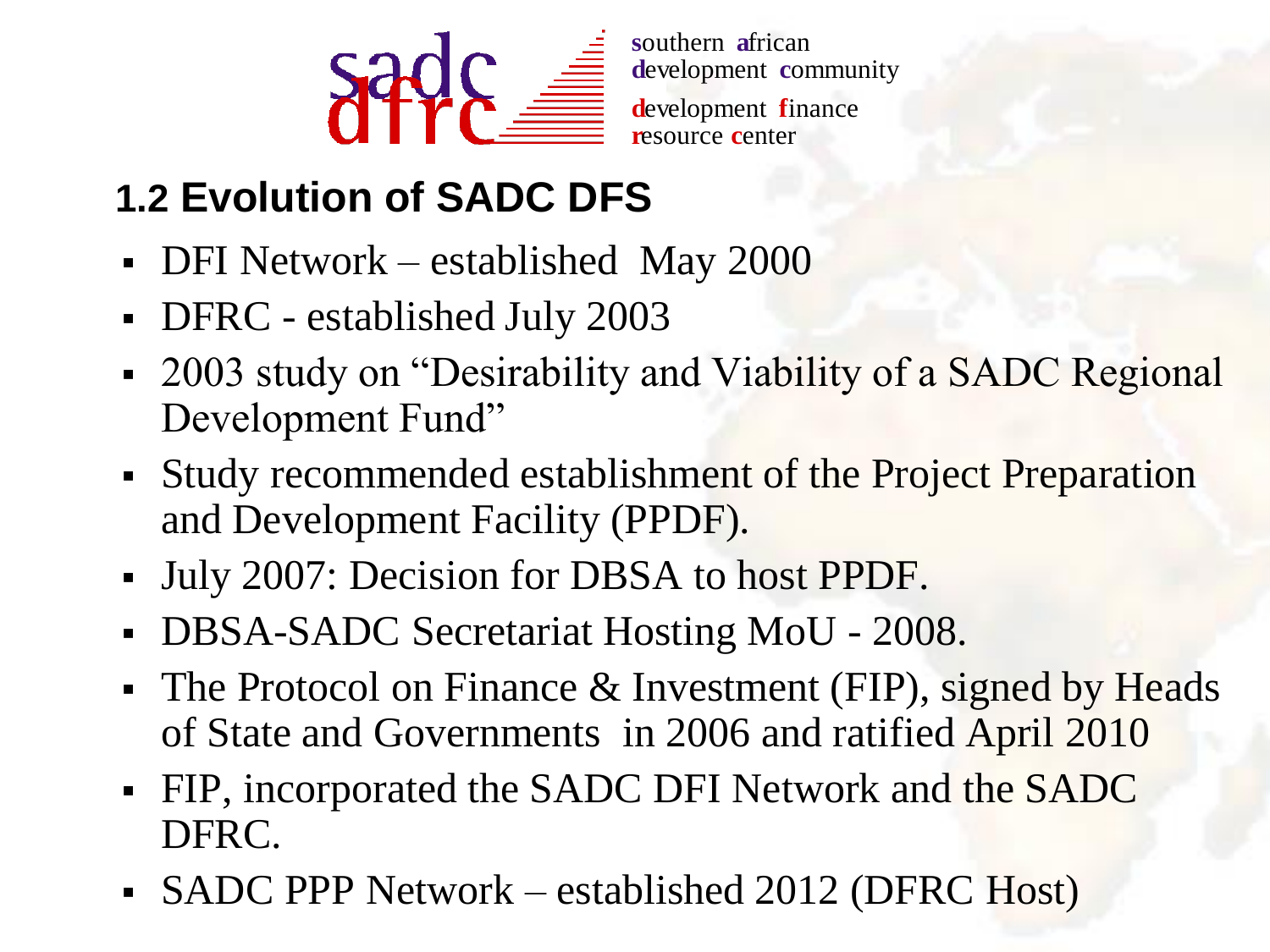## 1.2 Evolution of SADC DFS

- DFI Network – established May 2000
- DFRC - established July 2003
- 2003 study on "Desirability and Viability of a SADC Regional Development Fund"
- Study recommended establishment of the Project Preparation and Development Facility (PPDF).
- July 2007: Decision for DBSA to host PPDF.
- DBSA-SADC Secretariat Hosting MoU - 2008.
- The Protocol on Finance & Investment (FIP), signed by Heads of State and Governments in 2006 and ratified April 2010
- FIP, incorporated the SADC DFI Network and the SADC DFRC.
- SADC PPP Network – established 2012 (DFRC Host)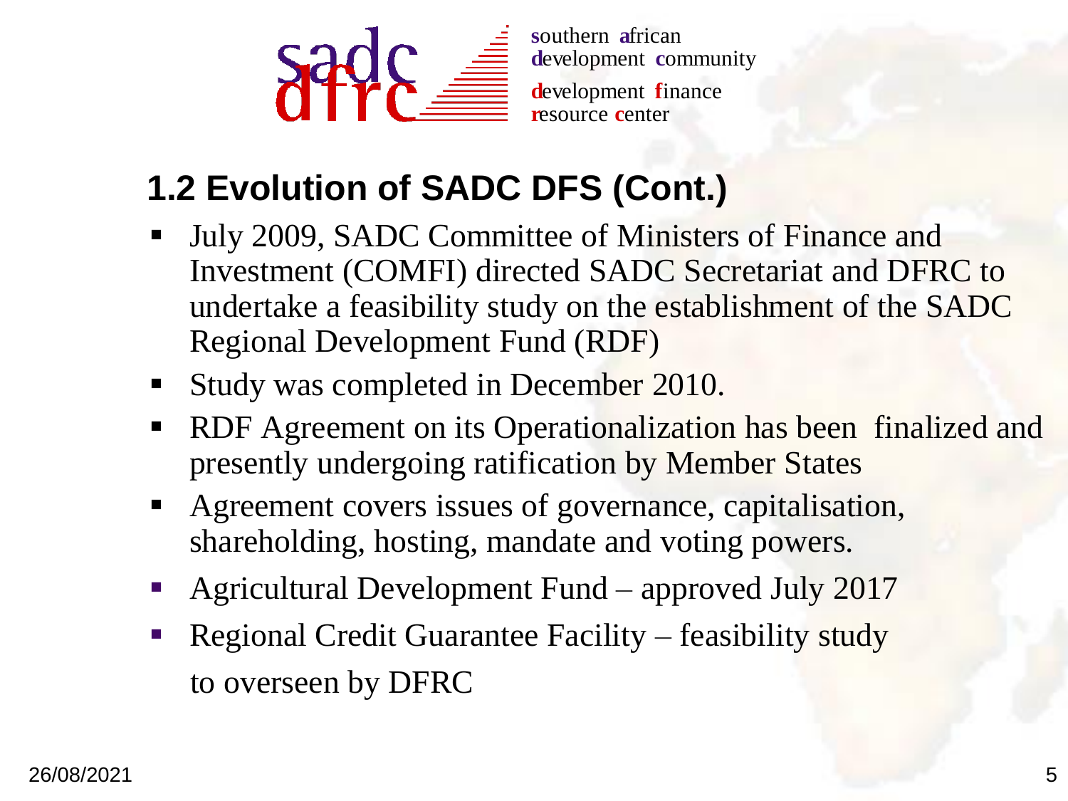sadc dfrc

southern african development community
development finance resource center

## 1.2 Evolution of SADC DFS (Cont.)

- July 2009, SADC Committee of Ministers of Finance and Investment (COMFI) directed SADC Secretariat and DFRC to undertake a feasibility study on the establishment of the SADC Regional Development Fund (RDF)
- Study was completed in December 2010.
- RDF Agreement on its Operationalization has been finalized and presently undergoing ratification by Member States
- Agreement covers issues of governance, capitalisation, shareholding, hosting, mandate and voting powers.
- Agricultural Development Fund – approved July 2017
- Regional Credit Guarantee Facility – feasibility study to overseen by DFRC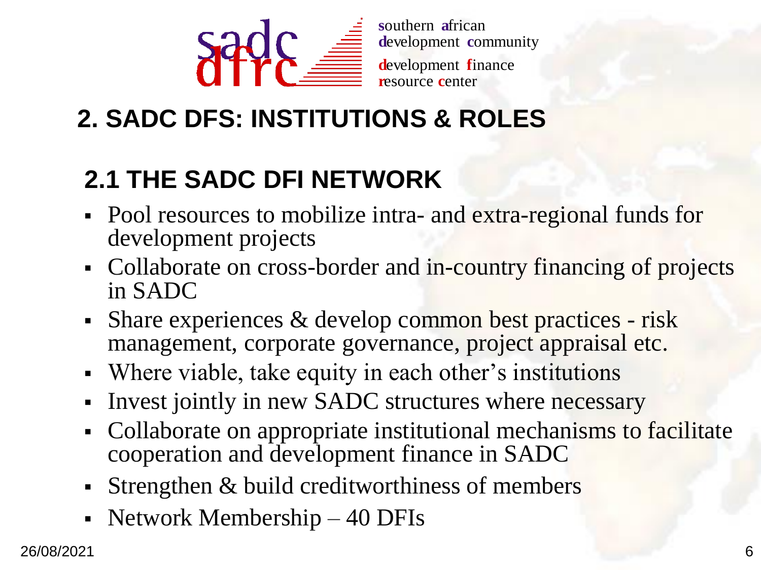# 2. SADC DFS: INSTITUTIONS & ROLES

## 2.1 THE SADC DFI NETWORK

- Pool resources to mobilize intra- and extra-regional funds for development projects
- Collaborate on cross-border and in-country financing of projects in SADC
- Share experiences & develop common best practices - risk management, corporate governance, project appraisal etc.
- Where viable, take equity in each other's institutions
- Invest jointly in new SADC structures where necessary
- Collaborate on appropriate institutional mechanisms to facilitate cooperation and development finance in SADC
- Strengthen & build creditworthiness of members
- Network Membership – 40 DFIs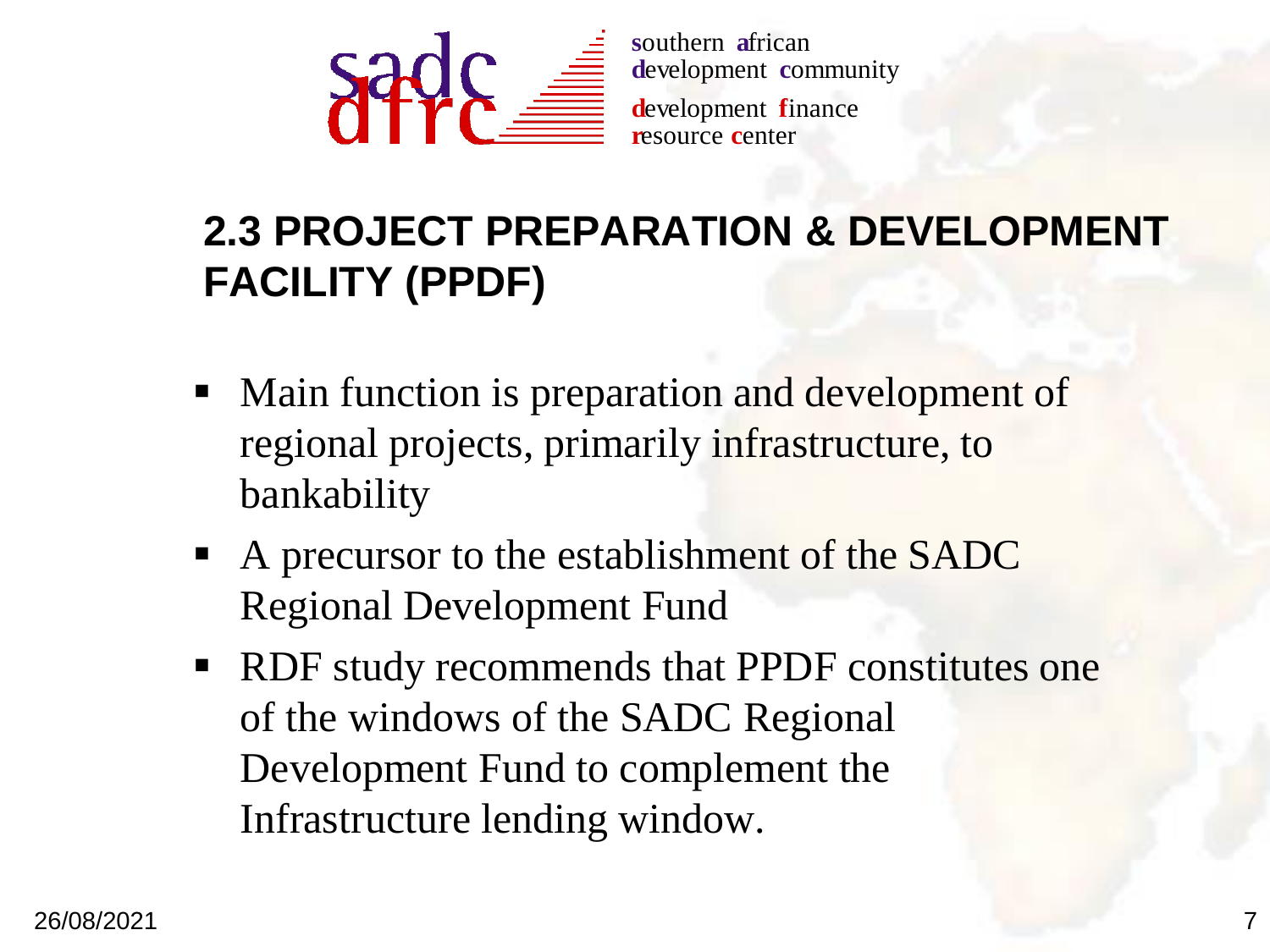## 2.3 PROJECT PREPARATION & DEVELOPMENT FACILITY (PPDF)

- Main function is preparation and development of regional projects, primarily infrastructure, to bankability
- A precursor to the establishment of the SADC Regional Development Fund
- RDF study recommends that PPDF constitutes one of the windows of the SADC Regional Development Fund to complement the Infrastructure lending window.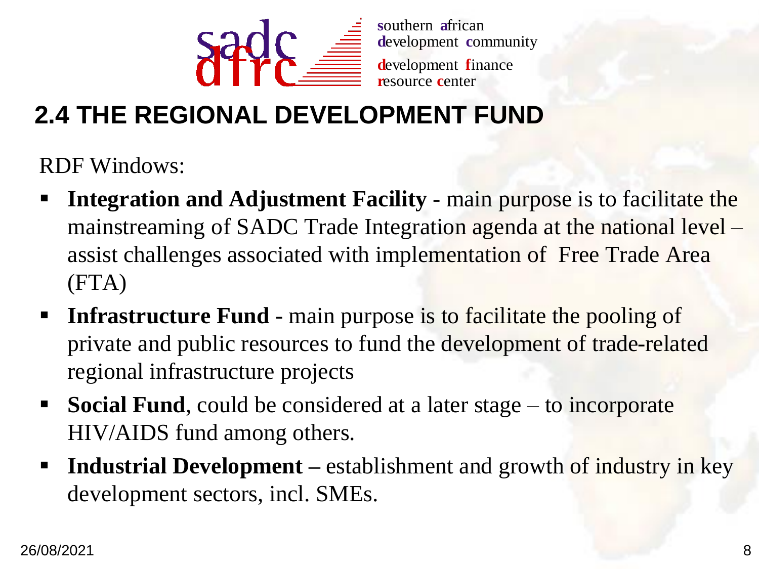## 2.4 THE REGIONAL DEVELOPMENT FUND

RDF Windows:

- **Integration and Adjustment Facility** - main purpose is to facilitate the mainstreaming of SADC Trade Integration agenda at the national level – assist challenges associated with implementation of Free Trade Area (FTA)
- **Infrastructure Fund** - main purpose is to facilitate the pooling of private and public resources to fund the development of trade-related regional infrastructure projects
- **Social Fund**, could be considered at a later stage – to incorporate HIV/AIDS fund among others.
- **Industrial Development** – establishment and growth of industry in key development sectors, incl. SMEs.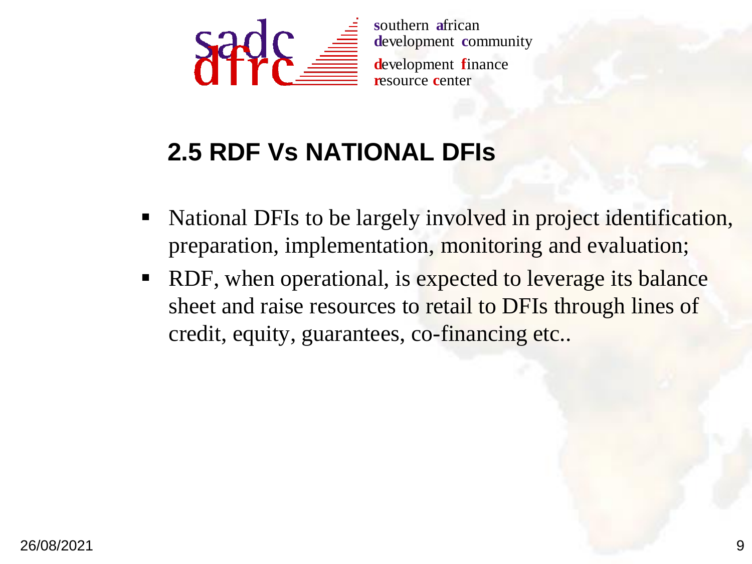## 2.5 RDF Vs NATIONAL DFIs

- National DFIs to be largely involved in project identification, preparation, implementation, monitoring and evaluation;
- RDF, when operational, is expected to leverage its balance sheet and raise resources to retail to DFIs through lines of credit, equity, guarantees, co-financing etc..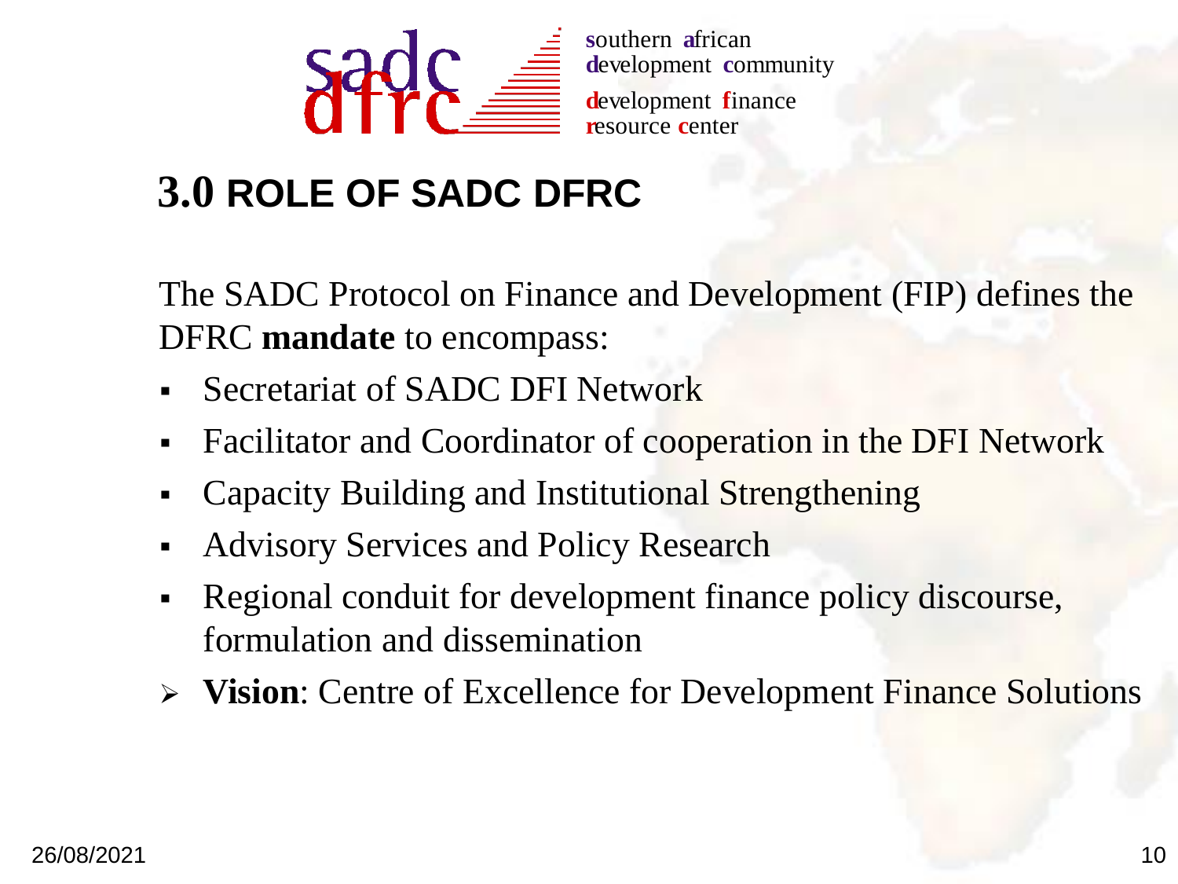southern african development community
development finance resource center

## 3.0 ROLE OF SADC DFRC

The SADC Protocol on Finance and Development (FIP) defines the DFRC **mandate** to encompass:

- Secretariat of SADC DFI Network
- Facilitator and Coordinator of cooperation in the DFI Network
- Capacity Building and Institutional Strengthening
- Advisory Services and Policy Research
- Regional conduit for development finance policy discourse, formulation and dissemination

- **Vision**: Centre of Excellence for Development Finance Solutions

26/08/2021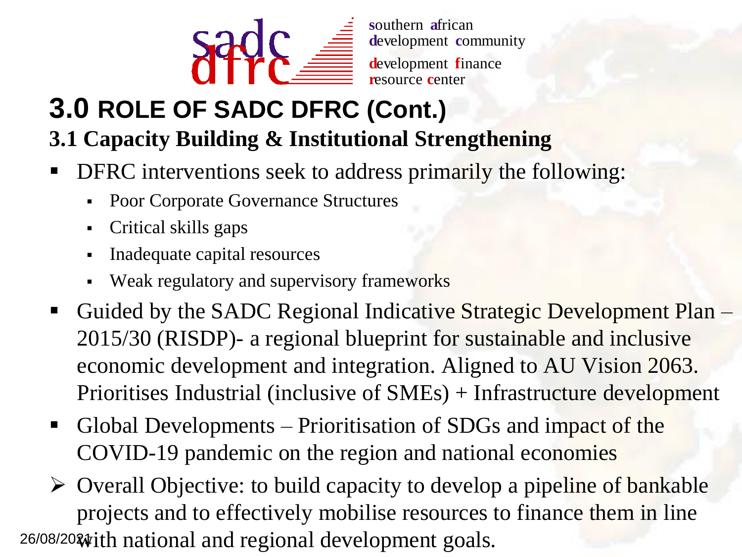# 3.0 ROLE OF SADC DFRC (Cont.)

## 3.1 Capacity Building & Institutional Strengthening

- DFRC interventions seek to address primarily the following:
  - Poor Corporate Governance Structures
  - Critical skills gaps
  - Inadequate capital resources
  - Weak regulatory and supervisory frameworks
- Guided by the SADC Regional Indicative Strategic Development Plan – 2015/30 (RISDP)- a regional blueprint for sustainable and inclusive economic development and integration. Aligned to AU Vision 2063. Prioritises Industrial (inclusive of SMEs) + Infrastructure development
- Global Developments – Prioritisation of SDGs and impact of the COVID-19 pandemic on the region and national economies

➢ Overall Objective: to build capacity to develop a pipeline of bankable projects and to effectively mobilise resources to finance them in line with national and regional development goals.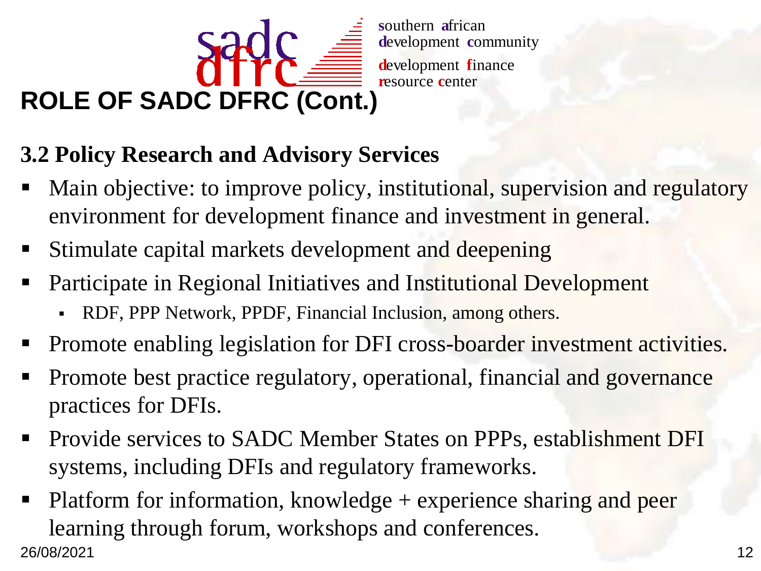southern african development community

development finance resource center

# ROLE OF SADC DFRC (Cont.)

## 3.2 Policy Research and Advisory Services

- Main objective: to improve policy, institutional, supervision and regulatory environment for development finance and investment in general.
- Stimulate capital markets development and deepening
- Participate in Regional Initiatives and Institutional Development
  - RDF, PPP Network, PPDF, Financial Inclusion, among others.
- Promote enabling legislation for DFI cross-boarder investment activities.
- Promote best practice regulatory, operational, financial and governance practices for DFIs.
- Provide services to SADC Member States on PPPs, establishment DFI systems, including DFIs and regulatory frameworks.
- Platform for information, knowledge + experience sharing and peer learning through forum, workshops and conferences.

26/08/2021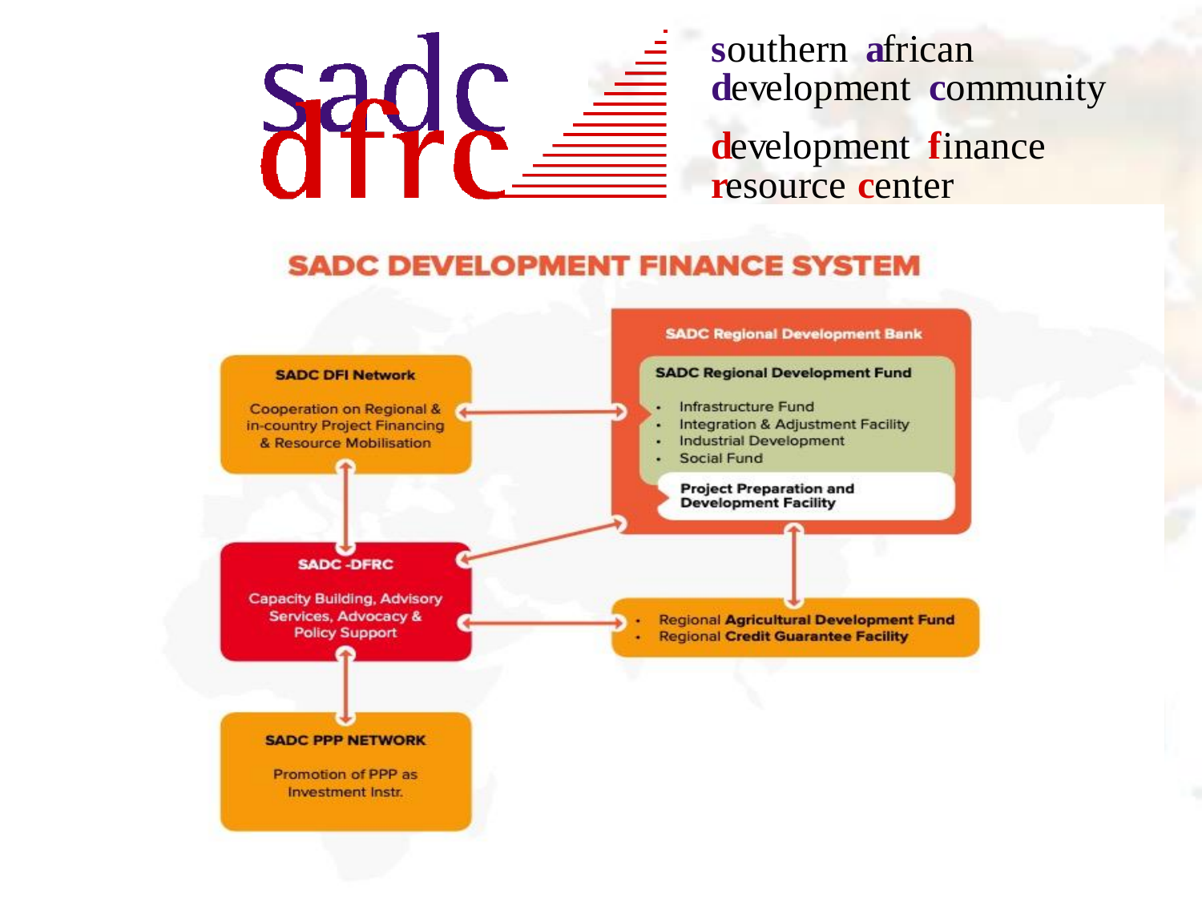southern african development community

development finance resource center

# SADC DEVELOPMENT FINANCE SYSTEM

**SADC DFI Network**

Cooperation on Regional & in-country Project Financing & Resource Mobilisation

**SADC Regional Development Bank**

**SADC Regional Development Fund**

- Infrastructure Fund
- Integration & Adjustment Facility
- Industrial Development
- Social Fund

**Project Preparation and Development Facility**

**SADC -DFRC**

Capacity Building, Advisory Services, Advocacy & Policy Support

- Regional **Agricultural Development Fund**
- Regional **Credit Guarantee Facility**

**SADC PPP NETWORK**

Promotion of PPP as Investment Instr.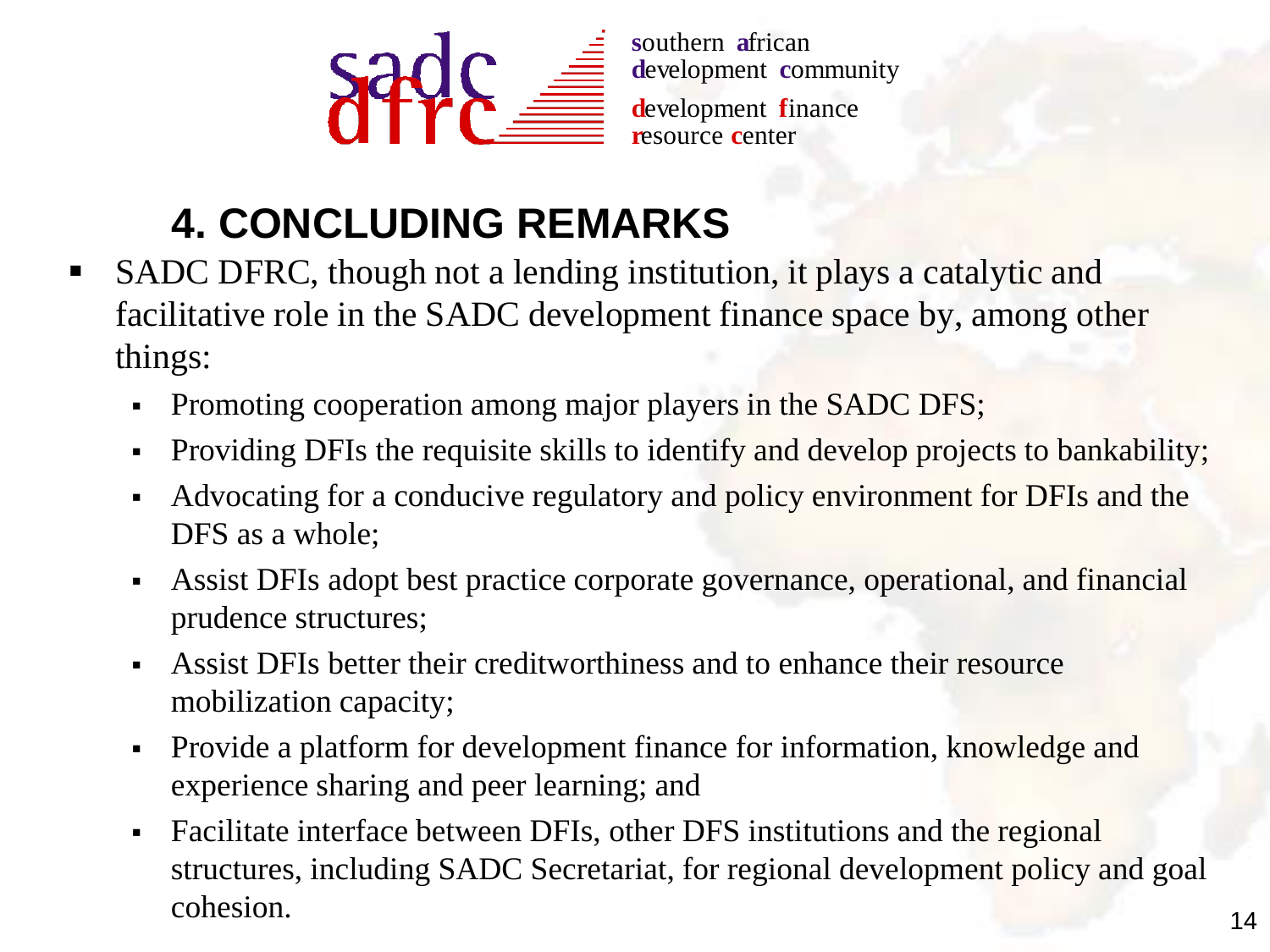# 4. CONCLUDING REMARKS

- SADC DFRC, though not a lending institution, it plays a catalytic and facilitative role in the SADC development finance space by, among other things:
  - Promoting cooperation among major players in the SADC DFS;
  - Providing DFIs the requisite skills to identify and develop projects to bankability;
  - Advocating for a conducive regulatory and policy environment for DFIs and the DFS as a whole;
  - Assist DFIs adopt best practice corporate governance, operational, and financial prudence structures;
  - Assist DFIs better their creditworthiness and to enhance their resource mobilization capacity;
  - Provide a platform for development finance for information, knowledge and experience sharing and peer learning; and
  - Facilitate interface between DFIs, other DFS institutions and the regional structures, including SADC Secretariat, for regional development policy and goal cohesion.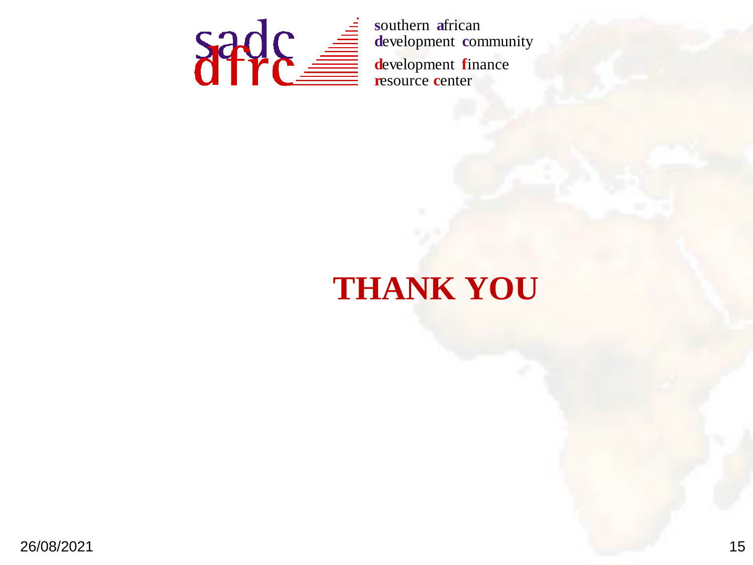southern african development community

development finance resource center

# THANK YOU